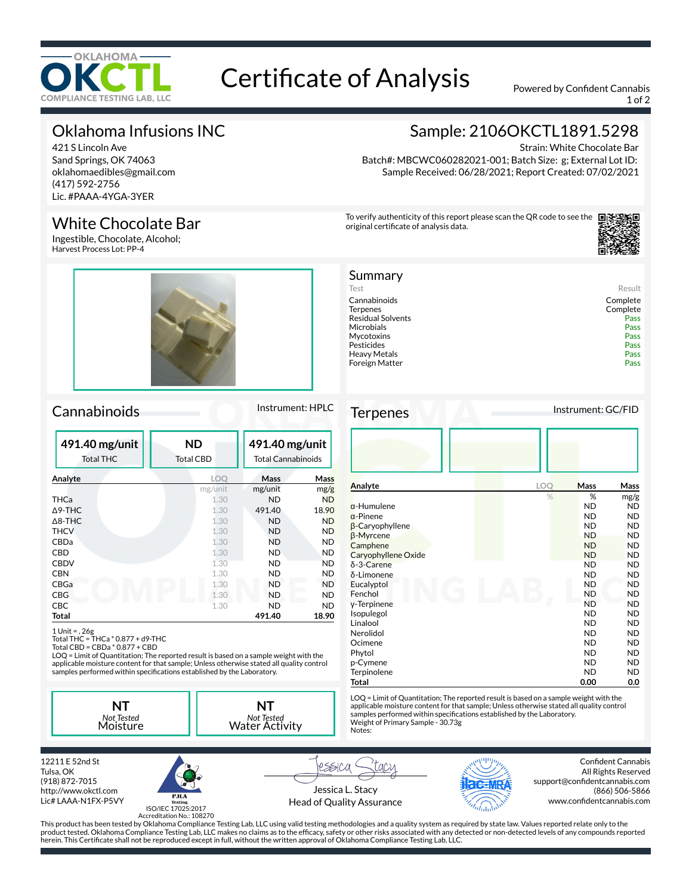# Certificate of Analysis

Powered by Confident Cannabis

## Oklahoma Infusions INC

421 S Lincoln Ave
Sand Springs, OK 74063
oklahomaedibles@gmail.com
(417) 592-2756
Lic. #PAAA-4YGA-3YER

## Sample: 2106OKCTL1891.5298

Strain: White Chocolate Bar
Batch#: MBCWC060282021-001; Batch Size: g; External Lot ID:
Sample Received: 06/28/2021; Report Created: 07/02/2021

## White Chocolate Bar

Ingestible, Chocolate, Alcohol;
Harvest Process Lot: PP-4

To verify authenticity of this report please scan the QR code to see the original certificate of analysis data.

## Summary

| Test | Result |
|---|---|
| Cannabinoids | Complete |
| Terpenes | Complete |
| Residual Solvents | Pass |
| Microbials | Pass |
| Mycotoxins | Pass |
| Pesticides | Pass |
| Heavy Metals | Pass |
| Foreign Matter | Pass |

## Cannabinoids

Instrument: HPLC

**491.40 mg/unit** Total THC | **ND** Total CBD | **491.40 mg/unit** Total Cannabinoids

| Analyte | LOQ | Mass | Mass |
|---|---|---|---|
| | mg/unit | mg/unit | mg/g |
| THCa | 1.30 | ND | ND |
| Δ9-THC | 1.30 | 491.40 | 18.90 |
| Δ8-THC | 1.30 | ND | ND |
| THCV | 1.30 | ND | ND |
| CBDa | 1.30 | ND | ND |
| CBD | 1.30 | ND | ND |
| CBDV | 1.30 | ND | ND |
| CBN | 1.30 | ND | ND |
| CBGa | 1.30 | ND | ND |
| CBG | 1.30 | ND | ND |
| CBC | 1.30 | ND | ND |
| **Total** | | **491.40** | **18.90** |

1 Unit = , 26g
Total THC = THCa * 0.877 + d9-THC
Total CBD = CBDa * 0.877 + CBD
LOQ = Limit of Quantitation; The reported result is based on a sample weight with the applicable moisture content for that sample; Unless otherwise stated all quality control samples performed within specifications established by the Laboratory.

**NT** *Not Tested* Moisture | **NT** *Not Tested* Water Activity

## Terpenes

Instrument: GC/FID

| Analyte | LOQ | Mass | Mass |
|---|---|---|---|
| | % | % | mg/g |
| α-Humulene | | ND | ND |
| α-Pinene | | ND | ND |
| β-Caryophyllene | | ND | ND |
| β-Myrcene | | ND | ND |
| Camphene | | ND | ND |
| Caryophyllene Oxide | | ND | ND |
| δ-3-Carene | | ND | ND |
| δ-Limonene | | ND | ND |
| Eucalyptol | | ND | ND |
| Fenchol | | ND | ND |
| γ-Terpinene | | ND | ND |
| Isopulegol | | ND | ND |
| Linalool | | ND | ND |
| Nerolidol | | ND | ND |
| Ocimene | | ND | ND |
| Phytol | | ND | ND |
| p-Cymene | | ND | ND |
| Terpinolene | | ND | ND |
| **Total** | | **0.00** | **0.0** |

LOQ = Limit of Quantitation; The reported result is based on a sample weight with the applicable moisture content for that sample; Unless otherwise stated all quality control samples performed within specifications established by the Laboratory.
Weight of Primary Sample - 30.73g
Notes:

12211 E 52nd St
Tulsa, OK
(918) 872-7015
http://www.okctl.com
Lic# LAAA-N1FX-P5VY

ISO/IEC 17025:2017
Accreditation No.: 108270

Jessica L. Stacy
Head of Quality Assurance

Confident Cannabis
All Rights Reserved
support@confidentcannabis.com
(866) 506-5866
www.confidentcannabis.com

This product has been tested by Oklahoma Compliance Testing Lab, LLC using valid testing methodologies and a quality system as required by state law. Values reported relate only to the product tested. Oklahoma Compliance Testing Lab, LLC makes no claims as to the efficacy, safety or other risks associated with any detected or non-detected levels of any compounds reported herein. This Certificate shall not be reproduced except in full, without the written approval of Oklahoma Compliance Testing Lab, LLC.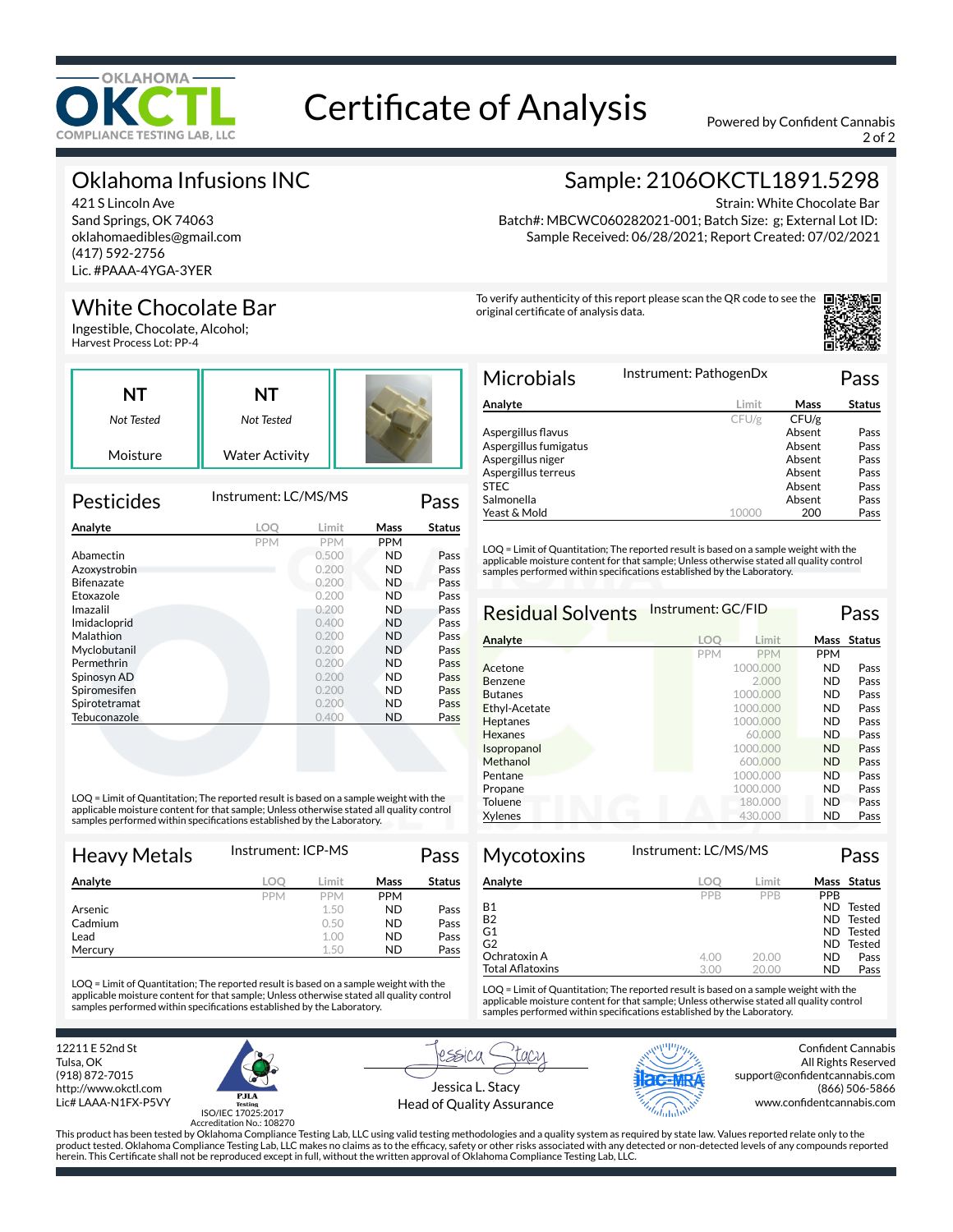# Certificate of Analysis

Powered by Confident Cannabis

## Oklahoma Infusions INC

421 S Lincoln Ave
Sand Springs, OK 74063
oklahomaedibles@gmail.com
(417) 592-2756
Lic. #PAAA-4YGA-3YER

## Sample: 2106OKCTL1891.5298

Strain: White Chocolate Bar
Batch#: MBCWC060282021-001; Batch Size: g; External Lot ID:
Sample Received: 06/28/2021; Report Created: 07/02/2021

## White Chocolate Bar

Ingestible, Chocolate, Alcohol;
Harvest Process Lot: PP-4

To verify authenticity of this report please scan the QR code to see the original certificate of analysis data.

| NT | NT |
|---|---|
| *Not Tested* | *Not Tested* |
| Moisture | Water Activity |

## Pesticides

Instrument: LC/MS/MS — **Pass**

| Analyte | LOQ | Limit | Mass | Status |
|---|---|---|---|---|
| | PPM | PPM | PPM | |
| Abamectin | | 0.500 | ND | Pass |
| Azoxystrobin | | 0.200 | ND | Pass |
| Bifenazate | | 0.200 | ND | Pass |
| Etoxazole | | 0.200 | ND | Pass |
| Imazalil | | 0.200 | ND | Pass |
| Imidacloprid | | 0.400 | ND | Pass |
| Malathion | | 0.200 | ND | Pass |
| Myclobutanil | | 0.200 | ND | Pass |
| Permethrin | | 0.200 | ND | Pass |
| Spinosyn AD | | 0.200 | ND | Pass |
| Spiromesifen | | 0.200 | ND | Pass |
| Spirotetramat | | 0.200 | ND | Pass |
| Tebuconazole | | 0.400 | ND | Pass |

LOQ = Limit of Quantitation; The reported result is based on a sample weight with the applicable moisture content for that sample; Unless otherwise stated all quality control samples performed within specifications established by the Laboratory.

## Microbials

Instrument: PathogenDx — **Pass**

| Analyte | Limit | Mass | Status |
|---|---|---|---|
| | CFU/g | CFU/g | |
| Aspergillus flavus | | Absent | Pass |
| Aspergillus fumigatus | | Absent | Pass |
| Aspergillus niger | | Absent | Pass |
| Aspergillus terreus | | Absent | Pass |
| STEC | | Absent | Pass |
| Salmonella | | Absent | Pass |
| Yeast & Mold | 10000 | 200 | Pass |

LOQ = Limit of Quantitation; The reported result is based on a sample weight with the applicable moisture content for that sample; Unless otherwise stated all quality control samples performed within specifications established by the Laboratory.

## Residual Solvents

Instrument: GC/FID — **Pass**

| Analyte | LOQ | Limit | Mass | Status |
|---|---|---|---|---|
| | PPM | PPM | PPM | |
| Acetone | | 1000.000 | ND | Pass |
| Benzene | | 2.000 | ND | Pass |
| Butanes | | 1000.000 | ND | Pass |
| Ethyl-Acetate | | 1000.000 | ND | Pass |
| Heptanes | | 1000.000 | ND | Pass |
| Hexanes | | 60.000 | ND | Pass |
| Isopropanol | | 1000.000 | ND | Pass |
| Methanol | | 600.000 | ND | Pass |
| Pentane | | 1000.000 | ND | Pass |
| Propane | | 1000.000 | ND | Pass |
| Toluene | | 180.000 | ND | Pass |
| Xylenes | | 430.000 | ND | Pass |

## Heavy Metals

Instrument: ICP-MS — **Pass**

| Analyte | LOQ | Limit | Mass | Status |
|---|---|---|---|---|
| | PPM | PPM | PPM | |
| Arsenic | | 1.50 | ND | Pass |
| Cadmium | | 0.50 | ND | Pass |
| Lead | | 1.00 | ND | Pass |
| Mercury | | 1.50 | ND | Pass |

LOQ = Limit of Quantitation; The reported result is based on a sample weight with the applicable moisture content for that sample; Unless otherwise stated all quality control samples performed within specifications established by the Laboratory.

## Mycotoxins

Instrument: LC/MS/MS — **Pass**

| Analyte | LOQ | Limit | Mass | Status |
|---|---|---|---|---|
| | PPB | PPB | PPB | |
| B1 | | | ND | Tested |
| B2 | | | ND | Tested |
| G1 | | | ND | Tested |
| G2 | | | ND | Tested |
| Ochratoxin A | 4.00 | 20.00 | ND | Pass |
| Total Aflatoxins | 3.00 | 20.00 | ND | Pass |

LOQ = Limit of Quantitation; The reported result is based on a sample weight with the applicable moisture content for that sample; Unless otherwise stated all quality control samples performed within specifications established by the Laboratory.

12211 E 52nd St
Tulsa, OK
(918) 872-7015
http://www.okctl.com
Lic# LAAA-N1FX-P5VY

ISO/IEC 17025:2017
Accreditation No.: 108270

Jessica L. Stacy
Head of Quality Assurance

Confident Cannabis
All Rights Reserved
support@confidentcannabis.com
(866) 506-5866
www.confidentcannabis.com

This product has been tested by Oklahoma Compliance Testing Lab, LLC using valid testing methodologies and a quality system as required by state law. Values reported relate only to the product tested. Oklahoma Compliance Testing Lab, LLC makes no claims as to the efficacy, safety or other risks associated with any detected or non-detected levels of any compounds reported herein. This Certificate shall not be reproduced except in full, without the written approval of Oklahoma Compliance Testing Lab, LLC.